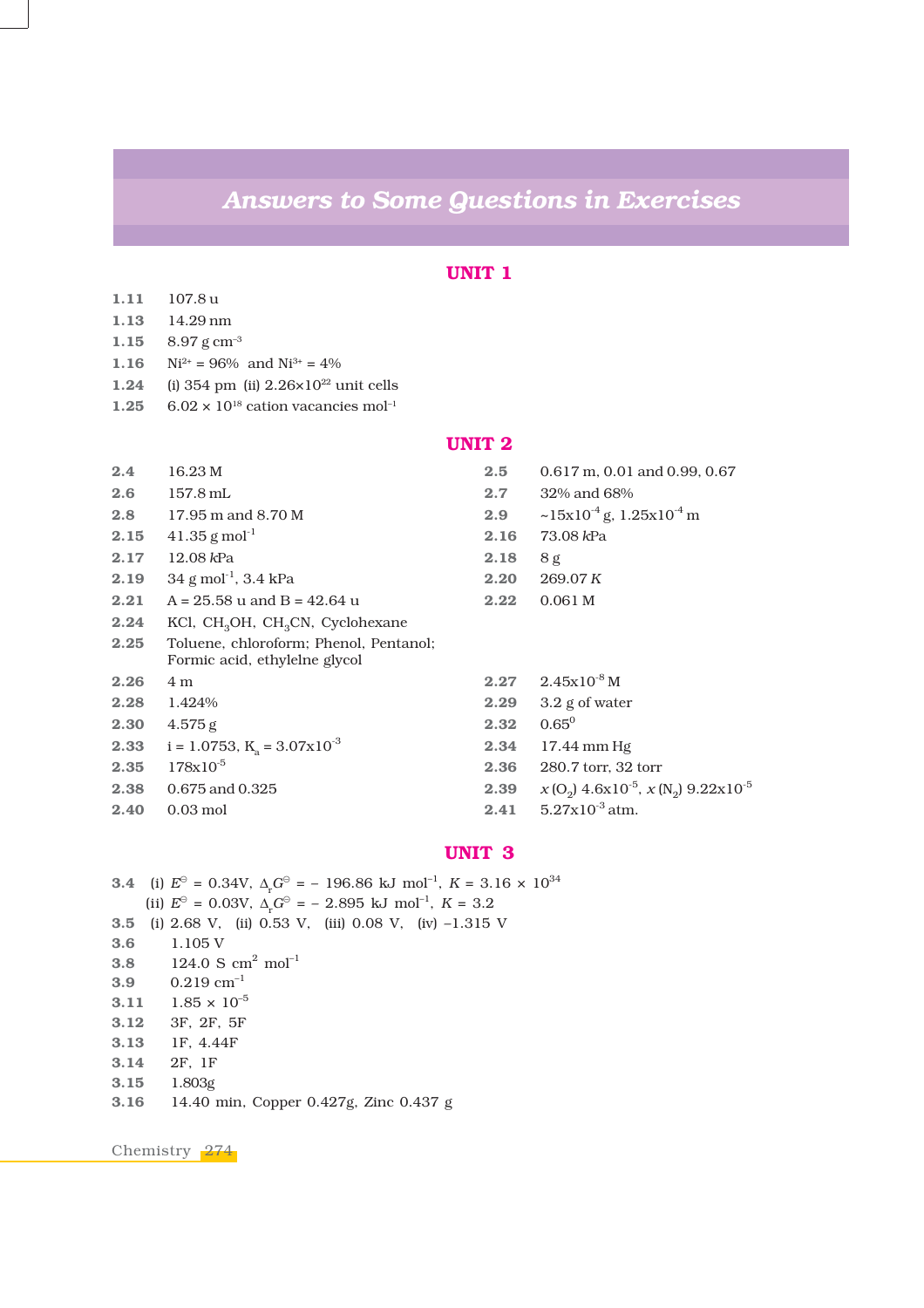# Answers to Some Questions in Exercises

## UNIT 1

**1.11** 107.8 u

**1.13** 14.29 nm

**1.15** 8.97 g $cm^{-3}$

**1.16** $Ni^{2+}$ = 96% and $Ni^{3+}$ = 4%

**1.24** (i) 354 pm (ii) $2.26 \times 10^{22}$ unit cells

**1.25** $6.02 \times 10^{18}$ cation vacancies $mol^{-1}$

## UNIT 2

**2.4** 16.23 M

**2.5** 0.617 m, 0.01 and 0.99, 0.67

**2.6** 157.8 mL

**2.7** 32% and 68%

**2.8** 17.95 m and 8.70 M

**2.9** ~$15 \times 10^{-4}$ g, $1.25 \times 10^{-4}$ m

**2.15** 41.35 g $mol^{-1}$

**2.16** 73.08 *k*Pa

**2.17** 12.08 *k*Pa

**2.18** 8 g

**2.19** 34 g $mol^{-1}$, 3.4 kPa

**2.20** 269.07 *K*

**2.21** A = 25.58 u and B = 42.64 u

**2.22** 0.061 M

**2.24** KCl, $CH_3OH$, $CH_3CN$, Cyclohexane

**2.25** Toluene, chloroform; Phenol, Pentanol; Formic acid, ethylelne glycol

**2.26** 4 m

**2.27** $2.45 \times 10^{-8}$ M

**2.28** 1.424%

**2.29** 3.2 g of water

**2.30** 4.575 g

**2.32** $0.65^0$

**2.33** i = 1.0753, $K_a = 3.07 \times 10^{-3}$

**2.34** 17.44 mm Hg

**2.35** $178 \times 10^{-5}$

**2.36** 280.7 torr, 32 torr

**2.38** 0.675 and 0.325

**2.39** $x(O_2)$ $4.6 \times 10^{-5}$, $x(N_2)$ $9.22 \times 10^{-5}$

**2.40** 0.03 mol

**2.41** $5.27 \times 10^{-3}$ atm.

## UNIT 3

**3.4** (i) $E^{\ominus}$ = 0.34V, $\Delta_r G^{\ominus}$ = – 196.86 kJ $mol^{-1}$, $K = 3.16 \times 10^{34}$
(ii) $E^{\ominus}$ = 0.03V, $\Delta_r G^{\ominus}$ = – 2.895 kJ $mol^{-1}$, $K$ = 3.2

**3.5** (i) 2.68 V, (ii) 0.53 V, (iii) 0.08 V, (iv) –1.315 V

**3.6** 1.105 V

**3.8** 124.0 S $cm^2$ $mol^{-1}$

**3.9** 0.219 $cm^{-1}$

**3.11** $1.85 \times 10^{-5}$

**3.12** 3F, 2F, 5F

**3.13** 1F, 4.44F

**3.14** 2F, 1F

**3.15** 1.803g

**3.16** 14.40 min, Copper 0.427g, Zinc 0.437 g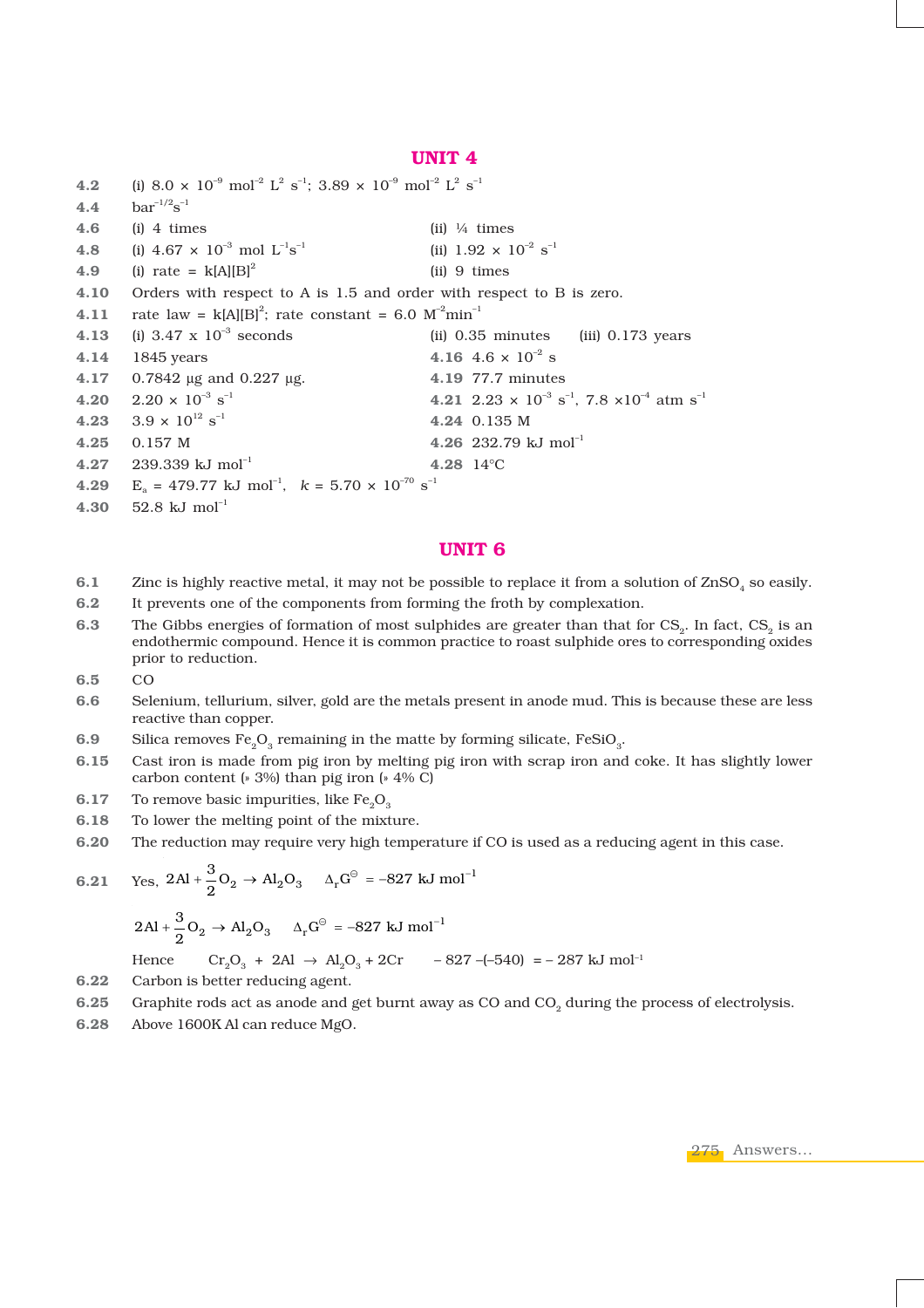## UNIT 4

**4.2** (i) $8.0 \times 10^{-9}$ mol$^{-2}$ L$^{2}$ s$^{-1}$; $3.89 \times 10^{-9}$ mol$^{-2}$ L$^{2}$ s$^{-1}$

**4.4** bar$^{-1/2}$s$^{-1}$

**4.6** (i) 4 times (ii) ¼ times

**4.8** (i) $4.67 \times 10^{-3}$ mol L$^{-1}$s$^{-1}$ (ii) $1.92 \times 10^{-2}$ s$^{-1}$

**4.9** (i) rate = k[A][B]$^{2}$ (ii) 9 times

**4.10** Orders with respect to A is 1.5 and order with respect to B is zero.

**4.11** rate law = k[A][B]$^{2}$; rate constant = 6.0 M$^{-2}$min$^{-1}$

**4.13** (i) $3.47 \times 10^{-3}$ seconds (ii) 0.35 minutes (iii) 0.173 years

**4.14** 1845 years

**4.16** $4.6 \times 10^{-2}$ s

**4.17** 0.7842 μg and 0.227 μg.

**4.19** 77.7 minutes

**4.20** $2.20 \times 10^{-3}$ s$^{-1}$

**4.21** $2.23 \times 10^{-3}$ s$^{-1}$, $7.8 \times 10^{-4}$ atm s$^{-1}$

**4.23** $3.9 \times 10^{12}$ s$^{-1}$

**4.24** 0.135 M

**4.25** 0.157 M

**4.26** 232.79 kJ mol$^{-1}$

**4.27** 239.339 kJ mol$^{-1}$

**4.28** 14°C

**4.29** $E_a$ = 479.77 kJ mol$^{-1}$, $k = 5.70 \times 10^{-70}$ s$^{-1}$

**4.30** 52.8 kJ mol$^{-1}$

## UNIT 6

**6.1** Zinc is highly reactive metal, it may not be possible to replace it from a solution of $ZnSO_4$ so easily.

**6.2** It prevents one of the components from forming the froth by complexation.

**6.3** The Gibbs energies of formation of most sulphides are greater than that for $CS_2$. In fact, $CS_2$ is an endothermic compound. Hence it is common practice to roast sulphide ores to corresponding oxides prior to reduction.

**6.5** CO

**6.6** Selenium, tellurium, silver, gold are the metals present in anode mud. This is because these are less reactive than copper.

**6.9** Silica removes $Fe_2O_3$ remaining in the matte by forming silicate, $FeSiO_3$.

**6.15** Cast iron is made from pig iron by melting pig iron with scrap iron and coke. It has slightly lower carbon content (» 3%) than pig iron (» 4% C)

**6.17** To remove basic impurities, like $Fe_2O_3$

**6.18** To lower the melting point of the mixture.

**6.20** The reduction may require very high temperature if CO is used as a reducing agent in this case.

**6.21** Yes, $2Al + \frac{3}{2}O_2 \rightarrow Al_2O_3 \quad \Delta_rG^{\ominus} = -827 \text{ kJ mol}^{-1}$

$$2Al + \frac{3}{2}O_2 \rightarrow Al_2O_3 \quad \Delta_rG^{\ominus} = -827 \text{ kJ mol}^{-1}$$

Hence $Cr_2O_3 + 2Al \rightarrow Al_2O_3 + 2Cr \quad -827 - (-540) = -287$ kJ mol$^{-1}$

**6.22** Carbon is better reducing agent.

**6.25** Graphite rods act as anode and get burnt away as CO and $CO_2$ during the process of electrolysis.

**6.28** Above 1600K Al can reduce MgO.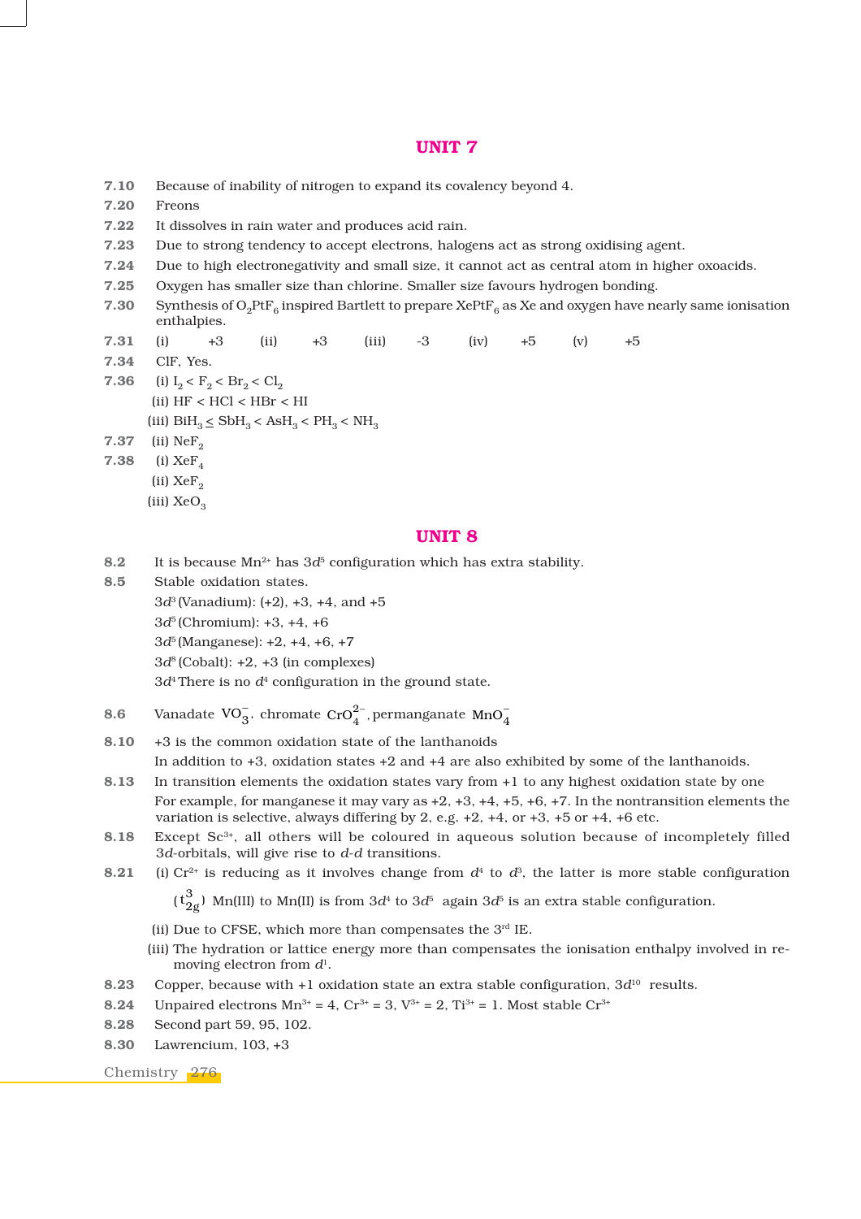## UNIT 7

**7.10** Because of inability of nitrogen to expand its covalency beyond 4.

**7.20** Freons

**7.22** It dissolves in rain water and produces acid rain.

**7.23** Due to strong tendency to accept electrons, halogens act as strong oxidising agent.

**7.24** Due to high electronegativity and small size, it cannot act as central atom in higher oxoacids.

**7.25** Oxygen has smaller size than chlorine. Smaller size favours hydrogen bonding.

**7.30** Synthesis of $O_2PtF_6$ inspired Bartlett to prepare $XePtF_6$ as Xe and oxygen have nearly same ionisation enthalpies.

**7.31** (i) +3 (ii) +3 (iii) -3 (iv) +5 (v) +5

**7.34** ClF, Yes.

**7.36** (i) $I_2 < F_2 < Br_2 < Cl_2$

(ii) HF < HCl < HBr < HI

(iii) $BiH_3 \leq SbH_3 < AsH_3 < PH_3 < NH_3$

**7.37** (ii) $NeF_2$

**7.38** (i) $XeF_4$

(ii) $XeF_2$

(iii) $XeO_3$

## UNIT 8

**8.2** It is because $Mn^{2+}$ has $3d^5$ configuration which has extra stability.

**8.5** Stable oxidation states.

$3d^3$ (Vanadium): (+2), +3, +4, and +5

$3d^5$ (Chromium): +3, +4, +6

$3d^5$ (Manganese): +2, +4, +6, +7

$3d^8$ (Cobalt): +2, +3 (in complexes)

$3d^4$ There is no $d^4$ configuration in the ground state.

**8.6** Vanadate $VO_3^-$, chromate $CrO_4^{2-}$, permanganate $MnO_4^-$

**8.10** +3 is the common oxidation state of the lanthanoids

In addition to +3, oxidation states +2 and +4 are also exhibited by some of the lanthanoids.

**8.13** In transition elements the oxidation states vary from +1 to any highest oxidation state by one

For example, for manganese it may vary as +2, +3, +4, +5, +6, +7. In the nontransition elements the variation is selective, always differing by 2, e.g. +2, +4, or +3, +5 or +4, +6 etc.

**8.18** Except $Sc^{3+}$, all others will be coloured in aqueous solution because of incompletely filled 3*d*-orbitals, will give rise to *d*-*d* transitions.

**8.21** (i) $Cr^{2+}$ is reducing as it involves change from $d^4$ to $d^3$, the latter is more stable configuration ($t_{2g}^3$) Mn(III) to Mn(II) is from $3d^4$ to $3d^5$ again $3d^5$ is an extra stable configuration.

(ii) Due to CFSE, which more than compensates the 3rd IE.

(iii) The hydration or lattice energy more than compensates the ionisation enthalpy involved in removing electron from $d^1$.

**8.23** Copper, because with +1 oxidation state an extra stable configuration, $3d^{10}$ results.

**8.24** Unpaired electrons $Mn^{3+}$ = 4, $Cr^{3+}$ = 3, $V^{3+}$ = 2, $Ti^{3+}$ = 1. Most stable $Cr^{3+}$

**8.28** Second part 59, 95, 102.

**8.30** Lawrencium, 103, +3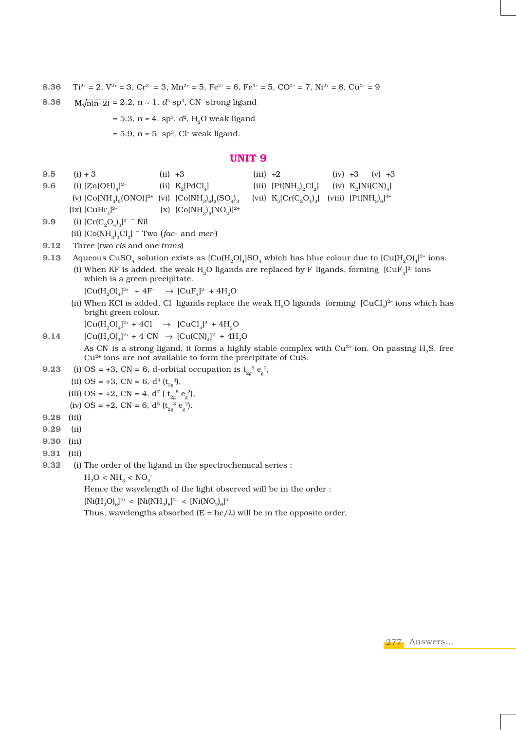**8.36** $Ti^{2+} = 2$, $V^{2+} = 3$, $Cr^{3+} = 3$, $Mn^{2+} = 5$, $Fe^{2+} = 6$, $Fe^{3+} = 5$, $CO^{2+} = 7$, $Ni^{2+} = 8$, $Cu^{2+} = 9$

**8.38** $M\sqrt{n(n+2)} = 2.2$, $n \approx 1$, $d^2\,sp^3$, $CN^-$ strong ligand

$= 5.3$, $n \approx 4$, $sp^3$, $d^2$, $H_2O$ weak ligand

$= 5.9$, $n \approx 5$, $sp^3$, $Cl^-$ weak ligand.

## UNIT 9

**9.5** (i) + 3 (ii) +3 (iii) +2 (iv) +3 (v) +3

**9.6** (i) $[Zn(OH)_4]^{2-}$ (ii) $K_2[PdCl_4]$ (iii) $[Pt(NH_3)_2Cl_2]$ (iv) $K_2[Ni(CN)_4]$

(v) $[Co(NH_3)_5(ONO)]^{2+}$ (vi) $[Co(NH_3)_6]_2(SO_4)_3$ (vii) $K_3[Cr(C_2O_4)_3]$ (viii) $[Pt(NH_3)_6]^{4+}$

(ix) $[CuBr_4]^{2-}$ (x) $[Co(NH_3)_5(NO_2)]^{2+}$

**9.9** (i) $[Cr(C_2O_4)_3]^{3-}$ – Nil

(ii) $[Co(NH_3)_3Cl_3]$ – Two (*fac*- and *mer*-)

**9.12** Three (two *cis* and one *trans*)

**9.13** Aqueous $CuSO_4$ solution exists as $[Cu(H_2O)_4]SO_4$ which has blue colour due to $[Cu(H_2O)_4]^{2+}$ ions.

(i) When KF is added, the weak $H_2O$ ligands are replaced by $F^-$ ligands, forming $[CuF_4]^{2-}$ ions which is a green precipitate.

$[Cu(H_2O)_4]^{2+} + 4F^- \rightarrow [CuF_4]^{2-} + 4H_2O$

(ii) When KCl is added, $Cl^-$ ligands replace the weak $H_2O$ ligands forming $[CuCl_4]^{2-}$ ions which has bright green colour.

$[Cu(H_2O)_4]^{2+} + 4Cl^- \rightarrow [CuCl_4]^{2-} + 4H_2O$

**9.14** $[Cu(H_2O)_4]^{2+} + 4\,CN^- \rightarrow [Cu(CN)_4]^{2-} + 4H_2O$

As $CN^-$ is a strong ligand, it forms a highly stable complex with $Cu^{2+}$ ion. On passing $H_2S$, free $Cu^{2+}$ ions are not available to form the precipitate of CuS.

**9.23** (i) OS = +3, CN = 6, d-orbital occupation is $t_{2g}^{\,6}\,e_g^{\,0}$,

(ii) OS = +3, CN = 6, $d^3$ ($t_{2g}^{\,3}$),

(iii) OS = +2, CN = 4, $d^7$ ($t_{2g}^{\,5}\,e_g^{\,2}$),

(iv) OS = +2, CN = 6, $d^5$ ($t_{2g}^{\,3}\,e_g^{\,2}$).

**9.28** (iii)

**9.29** (ii)

**9.30** (iii)

**9.31** (iii)

**9.32** (i) The order of the ligand in the spectrochemical series :

$H_2O < NH_3 < NO_2^-$

Hence the wavelength of the light observed will be in the order :

$[Ni(H_2O)_6]^{2+} < [Ni(NH_3)_6]^{2+} < [Ni(NO_2)_6]^{4-}$

Thus, wavelengths absorbed ($E = hc/\lambda$) will be in the opposite order.